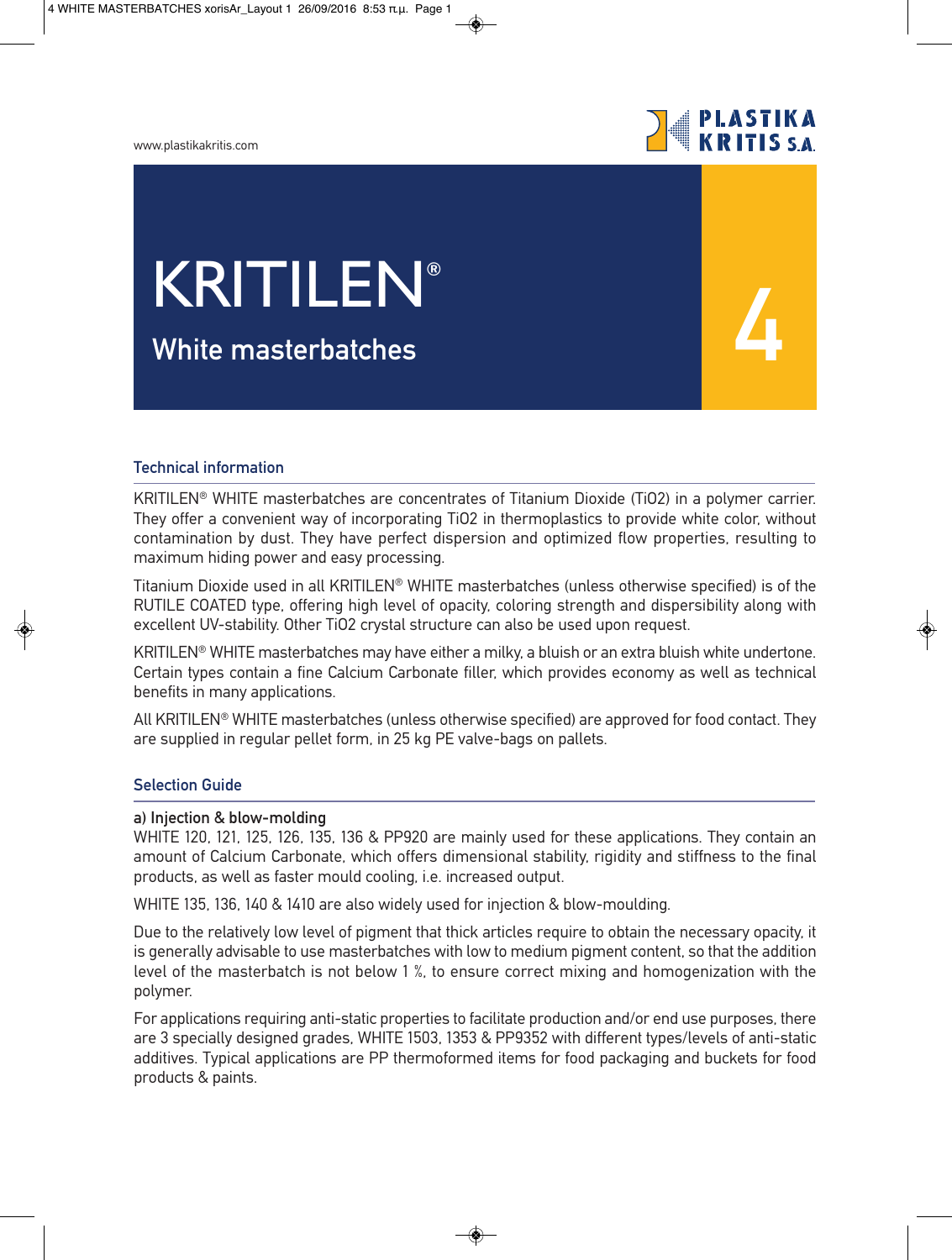# KRITILEN®

## White masterbatches

4

### Technical information

KRITILEN® WHITE masterbatches are concentrates of Titanium Dioxide ($TiO_2$) in a polymer carrier. They offer a convenient way of incorporating $TiO_2$ in thermoplastics to provide white color, without contamination by dust. They have perfect dispersion and optimized flow properties, resulting to maximum hiding power and easy processing.

Titanium Dioxide used in all KRITILEN® WHITE masterbatches (unless otherwise specified) is of the RUTILE COATED type, offering high level of opacity, coloring strength and dispersibility along with excellent UV-stability. Other $TiO_2$ crystal structure can also be used upon request.

KRITILEN® WHITE masterbatches may have either a milky, a bluish or an extra bluish white undertone. Certain types contain a fine Calcium Carbonate filler, which provides economy as well as technical benefits in many applications.

All KRITILEN® WHITE masterbatches (unless otherwise specified) are approved for food contact. They are supplied in regular pellet form, in 25 kg PE valve-bags on pallets.

### Selection Guide

**a) Injection & blow-molding**

WHITE 120, 121, 125, 126, 135, 136 & PP920 are mainly used for these applications. They contain an amount of Calcium Carbonate, which offers dimensional stability, rigidity and stiffness to the final products, as well as faster mould cooling, i.e. increased output.

WHITE 135, 136, 140 & 1410 are also widely used for injection & blow-moulding.

Due to the relatively low level of pigment that thick articles require to obtain the necessary opacity, it is generally advisable to use masterbatches with low to medium pigment content, so that the addition level of the masterbatch is not below 1 %, to ensure correct mixing and homogenization with the polymer.

For applications requiring anti-static properties to facilitate production and/or end use purposes, there are 3 specially designed grades, WHITE 1503, 1353 & PP9352 with different types/levels of anti-static additives. Typical applications are PP thermoformed items for food packaging and buckets for food products & paints.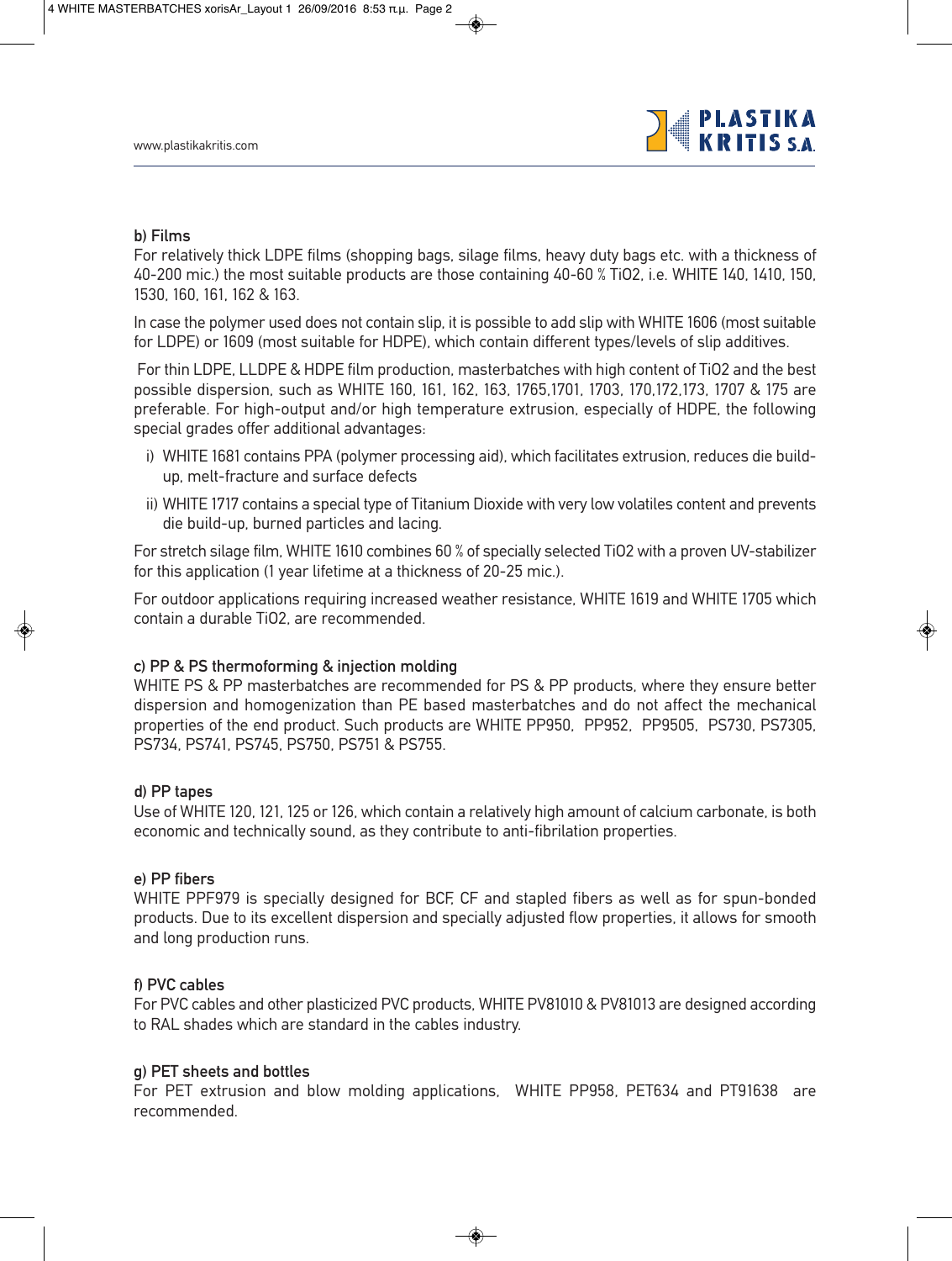### b) Films

For relatively thick LDPE films (shopping bags, silage films, heavy duty bags etc. with a thickness of 40-200 mic.) the most suitable products are those containing 40-60 % $TiO_2$, i.e. WHITE 140, 1410, 150, 1530, 160, 161, 162 & 163.

In case the polymer used does not contain slip, it is possible to add slip with WHITE 1606 (most suitable for LDPE) or 1609 (most suitable for HDPE), which contain different types/levels of slip additives.

For thin LDPE, LLDPE & HDPE film production, masterbatches with high content of $TiO_2$ and the best possible dispersion, such as WHITE 160, 161, 162, 163, 1765,1701, 1703, 170,172,173, 1707 & 175 are preferable. For high-output and/or high temperature extrusion, especially of HDPE, the following special grades offer additional advantages:

i) WHITE 1681 contains PPA (polymer processing aid), which facilitates extrusion, reduces die build-up, melt-fracture and surface defects

ii) WHITE 1717 contains a special type of Titanium Dioxide with very low volatiles content and prevents die build-up, burned particles and lacing.

For stretch silage film, WHITE 1610 combines 60 % of specially selected $TiO_2$ with a proven UV-stabilizer for this application (1 year lifetime at a thickness of 20-25 mic.).

For outdoor applications requiring increased weather resistance, WHITE 1619 and WHITE 1705 which contain a durable $TiO_2$, are recommended.

### c) PP & PS thermoforming & injection molding

WHITE PS & PP masterbatches are recommended for PS & PP products, where they ensure better dispersion and homogenization than PE based masterbatches and do not affect the mechanical properties of the end product. Such products are WHITE PP950, PP952, PP9505, PS730, PS7305, PS734, PS741, PS745, PS750, PS751 & PS755.

### d) PP tapes

Use of WHITE 120, 121, 125 or 126, which contain a relatively high amount of calcium carbonate, is both economic and technically sound, as they contribute to anti-fibrilation properties.

### e) PP fibers

WHITE PPF979 is specially designed for BCF, CF and stapled fibers as well as for spun-bonded products. Due to its excellent dispersion and specially adjusted flow properties, it allows for smooth and long production runs.

### f) PVC cables

For PVC cables and other plasticized PVC products, WHITE PV81010 & PV81013 are designed according to RAL shades which are standard in the cables industry.

### g) PET sheets and bottles

For PET extrusion and blow molding applications, WHITE PP958, PET634 and PT91638 are recommended.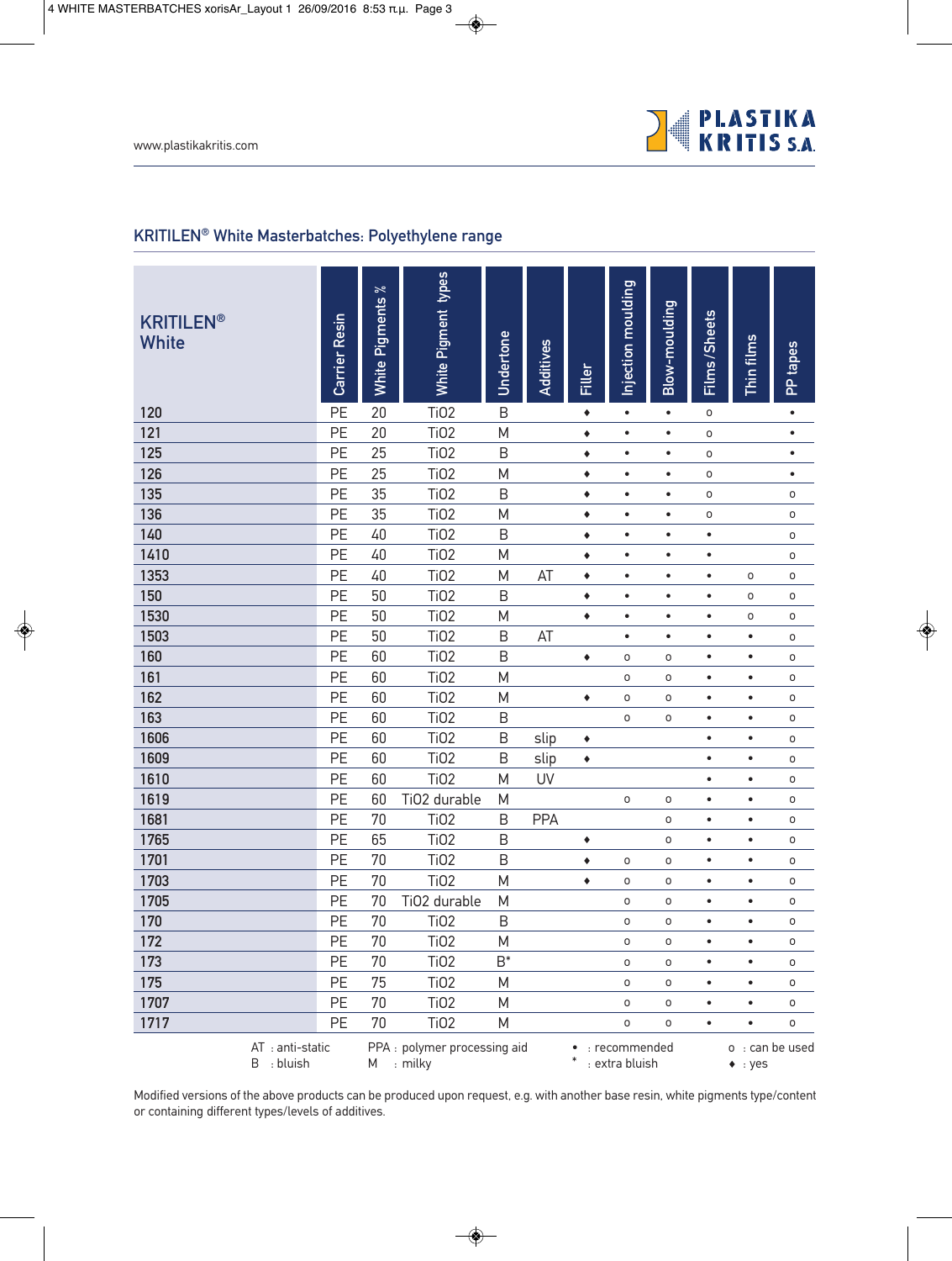www.plastikakritis.com

## KRITILEN® White Masterbatches: Polyethylene range

| KRITILEN® White | Carrier Resin | White Pigments % | White Pigment types | Undertone | Additives | Filler | Injection moulding | Blow-moulding | Films/Sheets | Thin films | PP tapes |
|---|---|---|---|---|---|---|---|---|---|---|---|
| 120 | PE | 20 | TiO2 | B | | ♦ | • | • | o | | • |
| 121 | PE | 20 | TiO2 | M | | ♦ | • | • | o | | • |
| 125 | PE | 25 | TiO2 | B | | ♦ | • | • | o | | • |
| 126 | PE | 25 | TiO2 | M | | ♦ | • | • | o | | • |
| 135 | PE | 35 | TiO2 | B | | ♦ | • | • | o | | o |
| 136 | PE | 35 | TiO2 | M | | ♦ | • | • | o | | o |
| 140 | PE | 40 | TiO2 | B | | ♦ | • | • | • | | o |
| 1410 | PE | 40 | TiO2 | M | | ♦ | • | • | • | | o |
| 1353 | PE | 40 | TiO2 | M | AT | ♦ | • | • | • | o | o |
| 150 | PE | 50 | TiO2 | B | | ♦ | • | • | • | o | o |
| 1530 | PE | 50 | TiO2 | M | | ♦ | • | • | • | o | o |
| 1503 | PE | 50 | TiO2 | B | AT | | • | • | • | • | o |
| 160 | PE | 60 | TiO2 | B | | ♦ | o | o | • | • | o |
| 161 | PE | 60 | TiO2 | M | | | o | o | • | • | o |
| 162 | PE | 60 | TiO2 | M | | ♦ | o | o | • | • | o |
| 163 | PE | 60 | TiO2 | B | | | o | o | • | • | o |
| 1606 | PE | 60 | TiO2 | B | slip | ♦ | | | • | • | o |
| 1609 | PE | 60 | TiO2 | B | slip | ♦ | | | • | • | o |
| 1610 | PE | 60 | TiO2 | M | UV | | | | • | • | o |
| 1619 | PE | 60 | TiO2 durable | M | | | o | o | • | • | o |
| 1681 | PE | 70 | TiO2 | B | PPA | | | o | • | • | o |
| 1765 | PE | 65 | TiO2 | B | | ♦ | | o | • | • | o |
| 1701 | PE | 70 | TiO2 | B | | ♦ | o | o | • | • | o |
| 1703 | PE | 70 | TiO2 | M | | ♦ | o | o | • | • | o |
| 1705 | PE | 70 | TiO2 durable | M | | | o | o | • | • | o |
| 170 | PE | 70 | TiO2 | B | | | o | o | • | • | o |
| 172 | PE | 70 | TiO2 | M | | | o | o | • | • | o |
| 173 | PE | 70 | TiO2 | B* | | | o | o | • | • | o |
| 175 | PE | 75 | TiO2 | M | | | o | o | • | • | o |
| 1707 | PE | 70 | TiO2 | M | | | o | o | • | • | o |
| 1717 | PE | 70 | TiO2 | M | | | o | o | • | • | o |

AT : anti-static  
B : bluish  
PPA : polymer processing aid  
M : milky  
• : recommended  
* : extra bluish  
o : can be used  
♦ : yes

Modified versions of the above products can be produced upon request, e.g. with another base resin, white pigments type/content or containing different types/levels of additives.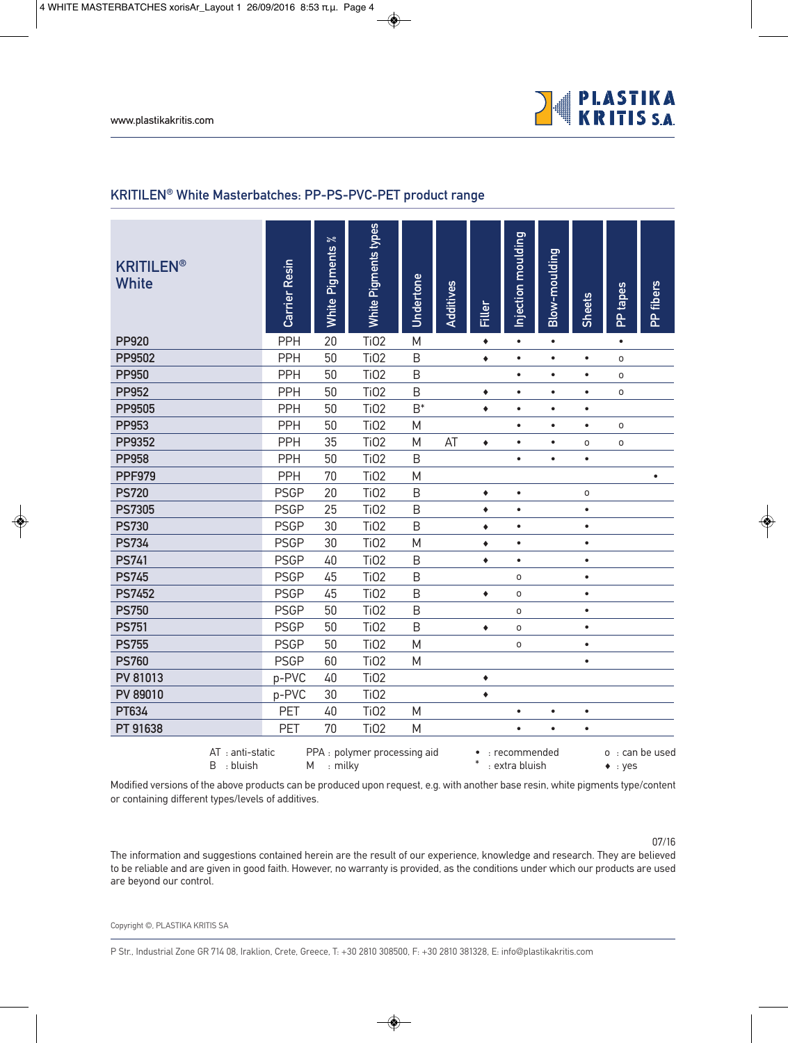www.plastikakritis.com

## KRITILEN® White Masterbatches: PP-PS-PVC-PET product range

| KRITILEN® White | Carrier Resin | White Pigments % | White Pigments types | Undertone | Additives | Filler | Injection moulding | Blow-moulding | Sheets | PP tapes | PP fibers |
|---|---|---|---|---|---|---|---|---|---|---|---|
| PP920 | PPH | 20 | TiO2 | M | | ♦ | • | • | | • | |
| PP9502 | PPH | 50 | TiO2 | B | | ♦ | • | • | • | o | |
| PP950 | PPH | 50 | TiO2 | B | | | • | • | • | o | |
| PP952 | PPH | 50 | TiO2 | B | | ♦ | • | • | • | o | |
| PP9505 | PPH | 50 | TiO2 | B* | | ♦ | • | • | • | | |
| PP953 | PPH | 50 | TiO2 | M | | | • | • | • | o | |
| PP9352 | PPH | 35 | TiO2 | M | AT | ♦ | • | • | o | o | |
| PP958 | PPH | 50 | TiO2 | B | | | • | • | • | | |
| PPF979 | PPH | 70 | TiO2 | M | | | | | | | • |
| PS720 | PSGP | 20 | TiO2 | B | | ♦ | • | | o | | |
| PS7305 | PSGP | 25 | TiO2 | B | | ♦ | • | | • | | |
| PS730 | PSGP | 30 | TiO2 | B | | ♦ | • | | • | | |
| PS734 | PSGP | 30 | TiO2 | M | | ♦ | • | | • | | |
| PS741 | PSGP | 40 | TiO2 | B | | ♦ | • | | • | | |
| PS745 | PSGP | 45 | TiO2 | B | | | o | | • | | |
| PS7452 | PSGP | 45 | TiO2 | B | | ♦ | o | | • | | |
| PS750 | PSGP | 50 | TiO2 | B | | | o | | • | | |
| PS751 | PSGP | 50 | TiO2 | B | | ♦ | o | | • | | |
| PS755 | PSGP | 50 | TiO2 | M | | | o | | • | | |
| PS760 | PSGP | 60 | TiO2 | M | | | | | • | | |
| PV 81013 | p-PVC | 40 | TiO2 | | | ♦ | | | | | |
| PV 89010 | p-PVC | 30 | TiO2 | | | ♦ | | | | | |
| PT634 | PET | 40 | TiO2 | M | | | • | • | • | | |
| PT 91638 | PET | 70 | TiO2 | M | | | • | • | • | | |

AT : anti-static
B : bluish
PPA : polymer processing aid
M : milky
• : recommended
* : extra bluish
o : can be used
♦ : yes

Modified versions of the above products can be produced upon request, e.g. with another base resin, white pigments type/content or containing different types/levels of additives.

07/16

The information and suggestions contained herein are the result of our experience, knowledge and research. They are believed to be reliable and are given in good faith. However, no warranty is provided, as the conditions under which our products are used are beyond our control.

Copyright ©, PLASTIKA KRITIS SA

P Str., Industrial Zone GR 714 08, Iraklion, Crete, Greece, T: +30 2810 308500, F: +30 2810 381328, E: info@plastikakritis.com